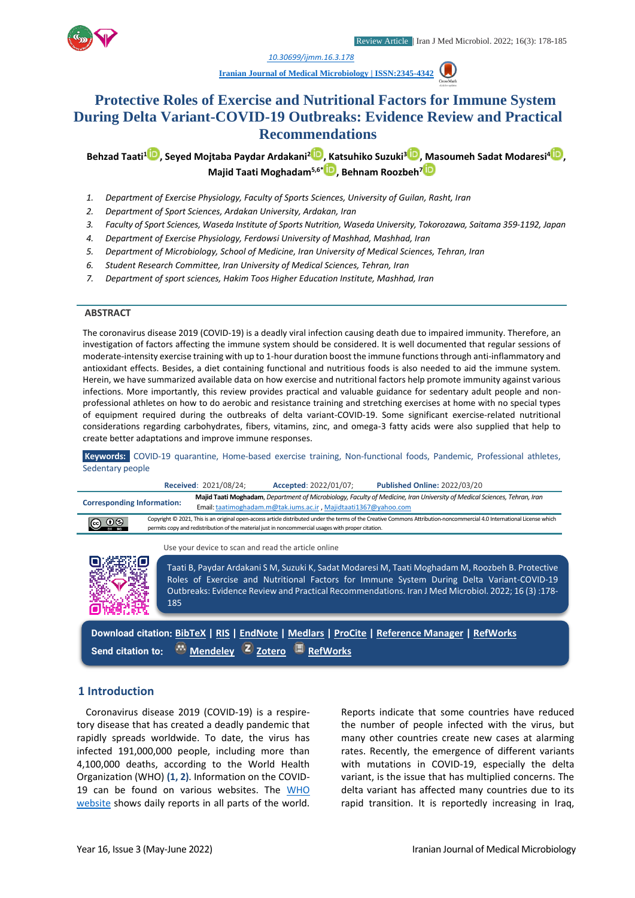Review Article | Iran J Med Microbiol. 2022; 16(3): 178-185

10.30699/ijmm.16.3.178

Iranian Journal of Medical Microbiology | ISSN:2345-4342

# Protective Roles of Exercise and Nutritional Factors for Immune System During Delta Variant-COVID-19 Outbreaks: Evidence Review and Practical Recommendations

**Behzad Taati[1], Seyed Mojtaba Paydar Ardakani[2], Katsuhiko Suzuki[3], Masoumeh Sadat Modaresi[4], Majid Taati Moghadam[5,6*], Behnam Roozbeh[7]**

1. *Department of Exercise Physiology, Faculty of Sports Sciences, University of Guilan, Rasht, Iran*
2. *Department of Sport Sciences, Ardakan University, Ardakan, Iran*
3. *Faculty of Sport Sciences, Waseda Institute of Sports Nutrition, Waseda University, Tokorozawa, Saitama 359-1192, Japan*
4. *Department of Exercise Physiology, Ferdowsi University of Mashhad, Mashhad, Iran*
5. *Department of Microbiology, School of Medicine, Iran University of Medical Sciences, Tehran, Iran*
6. *Student Research Committee, Iran University of Medical Sciences, Tehran, Iran*
7. *Department of sport sciences, Hakim Toos Higher Education Institute, Mashhad, Iran*

## ABSTRACT

The coronavirus disease 2019 (COVID-19) is a deadly viral infection causing death due to impaired immunity. Therefore, an investigation of factors affecting the immune system should be considered. It is well documented that regular sessions of moderate-intensity exercise training with up to 1-hour duration boost the immune functions through anti-inflammatory and antioxidant effects. Besides, a diet containing functional and nutritious foods is also needed to aid the immune system. Herein, we have summarized available data on how exercise and nutritional factors help promote immunity against various infections. More importantly, this review provides practical and valuable guidance for sedentary adult people and non-professional athletes on how to do aerobic and resistance training and stretching exercises at home with no special types of equipment required during the outbreaks of delta variant-COVID-19. Some significant exercise-related nutritional considerations regarding carbohydrates, fibers, vitamins, zinc, and omega-3 fatty acids were also supplied that help to create better adaptations and improve immune responses.

**Keywords:** COVID-19 quarantine, Home-based exercise training, Non-functional foods, Pandemic, Professional athletes, Sedentary people

**Received**: 2021/08/24; **Accepted**: 2022/01/07; **Published Online**: 2022/03/20

**Corresponding Information:** **Majid Taati Moghadam**, *Department of Microbiology, Faculty of Medicine, Iran University of Medical Sciences, Tehran, Iran*
Email: taatimoghadam.m@tak.iums.ac.ir , Majidtaati1367@yahoo.com

Copyright © 2021, This is an original open-access article distributed under the terms of the Creative Commons Attribution-noncommercial 4.0 International License which permits copy and redistribution of the material just in noncommercial usages with proper citation.

Use your device to scan and read the article online

Taati B, Paydar Ardakani S M, Suzuki K, Sadat Modaresi M, Taati Moghadam M, Roozbeh B. Protective Roles of Exercise and Nutritional Factors for Immune System During Delta Variant-COVID-19 Outbreaks: Evidence Review and Practical Recommendations. Iran J Med Microbiol. 2022; 16 (3) :178-185

**Download citation:** BibTeX | RIS | EndNote | Medlars | ProCite | Reference Manager | RefWorks

**Send citation to:** Mendeley | Zotero | RefWorks

## 1 Introduction

Coronavirus disease 2019 (COVID-19) is a respiratory disease that has created a deadly pandemic that rapidly spreads worldwide. To date, the virus has infected 191,000,000 people, including more than 4,100,000 deaths, according to the World Health Organization (WHO) **(1, 2)**. Information on the COVID-19 can be found on various websites. The WHO website shows daily reports in all parts of the world. Reports indicate that some countries have reduced the number of people infected with the virus, but many other countries create new cases at alarming rates. Recently, the emergence of different variants with mutations in COVID-19, especially the delta variant, is the issue that has multiplied concerns. The delta variant has affected many countries due to its rapid transition. It is reportedly increasing in Iraq,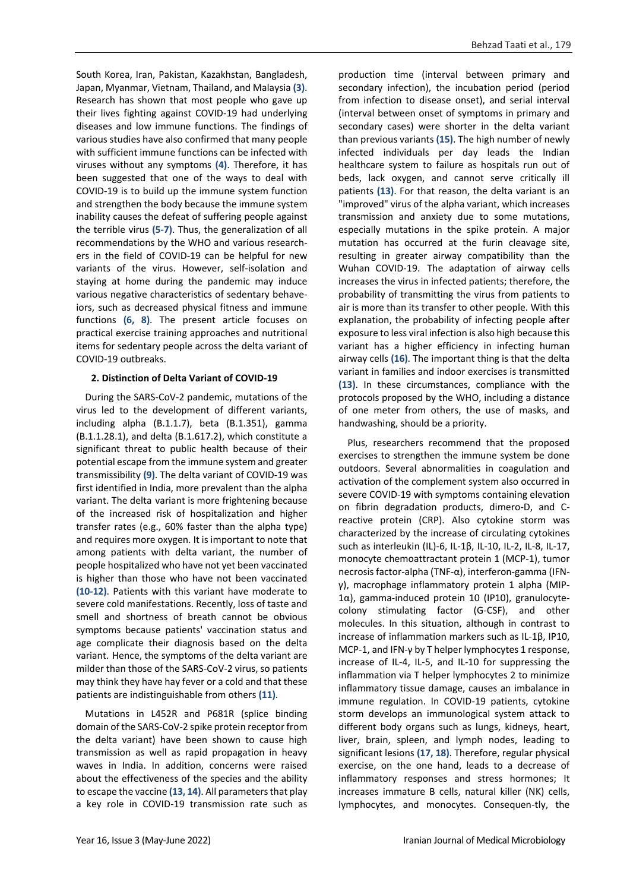South Korea, Iran, Pakistan, Kazakhstan, Bangladesh, Japan, Myanmar, Vietnam, Thailand, and Malaysia **(3)**. Research has shown that most people who gave up their lives fighting against COVID-19 had underlying diseases and low immune functions. The findings of various studies have also confirmed that many people with sufficient immune functions can be infected with viruses without any symptoms **(4)**. Therefore, it has been suggested that one of the ways to deal with COVID-19 is to build up the immune system function and strengthen the body because the immune system inability causes the defeat of suffering people against the terrible virus **(5-7)**. Thus, the generalization of all recommendations by the WHO and various researchers in the field of COVID-19 can be helpful for new variants of the virus. However, self-isolation and staying at home during the pandemic may induce various negative characteristics of sedentary behaveiors, such as decreased physical fitness and immune functions **(6, 8)**. The present article focuses on practical exercise training approaches and nutritional items for sedentary people across the delta variant of COVID-19 outbreaks.

## 2. Distinction of Delta Variant of COVID-19

During the SARS-CoV-2 pandemic, mutations of the virus led to the development of different variants, including alpha (B.1.1.7), beta (B.1.351), gamma (B.1.1.28.1), and delta (B.1.617.2), which constitute a significant threat to public health because of their potential escape from the immune system and greater transmissibility **(9)**. The delta variant of COVID-19 was first identified in India, more prevalent than the alpha variant. The delta variant is more frightening because of the increased risk of hospitalization and higher transfer rates (e.g., 60% faster than the alpha type) and requires more oxygen. It is important to note that among patients with delta variant, the number of people hospitalized who have not yet been vaccinated is higher than those who have not been vaccinated **(10-12)**. Patients with this variant have moderate to severe cold manifestations. Recently, loss of taste and smell and shortness of breath cannot be obvious symptoms because patients' vaccination status and age complicate their diagnosis based on the delta variant. Hence, the symptoms of the delta variant are milder than those of the SARS-CoV-2 virus, so patients may think they have hay fever or a cold and that these patients are indistinguishable from others **(11)**.

Mutations in L452R and P681R (splice binding domain of the SARS-CoV-2 spike protein receptor from the delta variant) have been shown to cause high transmission as well as rapid propagation in heavy waves in India. In addition, concerns were raised about the effectiveness of the species and the ability to escape the vaccine **(13, 14)**. All parameters that play a key role in COVID-19 transmission rate such as production time (interval between primary and secondary infection), the incubation period (period from infection to disease onset), and serial interval (interval between onset of symptoms in primary and secondary cases) were shorter in the delta variant than previous variants **(15)**. The high number of newly infected individuals per day leads the Indian healthcare system to failure as hospitals run out of beds, lack oxygen, and cannot serve critically ill patients **(13)**. For that reason, the delta variant is an "improved" virus of the alpha variant, which increases transmission and anxiety due to some mutations, especially mutations in the spike protein. A major mutation has occurred at the furin cleavage site, resulting in greater airway compatibility than the Wuhan COVID-19. The adaptation of airway cells increases the virus in infected patients; therefore, the probability of transmitting the virus from patients to air is more than its transfer to other people. With this explanation, the probability of infecting people after exposure to less viral infection is also high because this variant has a higher efficiency in infecting human airway cells **(16)**. The important thing is that the delta variant in families and indoor exercises is transmitted **(13)**. In these circumstances, compliance with the protocols proposed by the WHO, including a distance of one meter from others, the use of masks, and handwashing, should be a priority.

Plus, researchers recommend that the proposed exercises to strengthen the immune system be done outdoors. Several abnormalities in coagulation and activation of the complement system also occurred in severe COVID-19 with symptoms containing elevation on fibrin degradation products, dimero-D, and C-reactive protein (CRP). Also cytokine storm was characterized by the increase of circulating cytokines such as interleukin (IL)-6, IL-1β, IL-10, IL-2, IL-8, IL-17, monocyte chemoattractant protein 1 (MCP-1), tumor necrosis factor-alpha (TNF-α), interferon-gamma (IFN-γ), macrophage inflammatory protein 1 alpha (MIP-1α), gamma-induced protein 10 (IP10), granulocyte-colony stimulating factor (G-CSF), and other molecules. In this situation, although in contrast to increase of inflammation markers such as IL-1β, IP10, MCP-1, and IFN-γ by T helper lymphocytes 1 response, increase of IL-4, IL-5, and IL-10 for suppressing the inflammation via T helper lymphocytes 2 to minimize inflammatory tissue damage, causes an imbalance in immune regulation. In COVID-19 patients, cytokine storm develops an immunological system attack to different body organs such as lungs, kidneys, heart, liver, brain, spleen, and lymph nodes, leading to significant lesions **(17, 18)**. Therefore, regular physical exercise, on the one hand, leads to a decrease of inflammatory responses and stress hormones; It increases immature B cells, natural killer (NK) cells, lymphocytes, and monocytes. Consequen-tly, the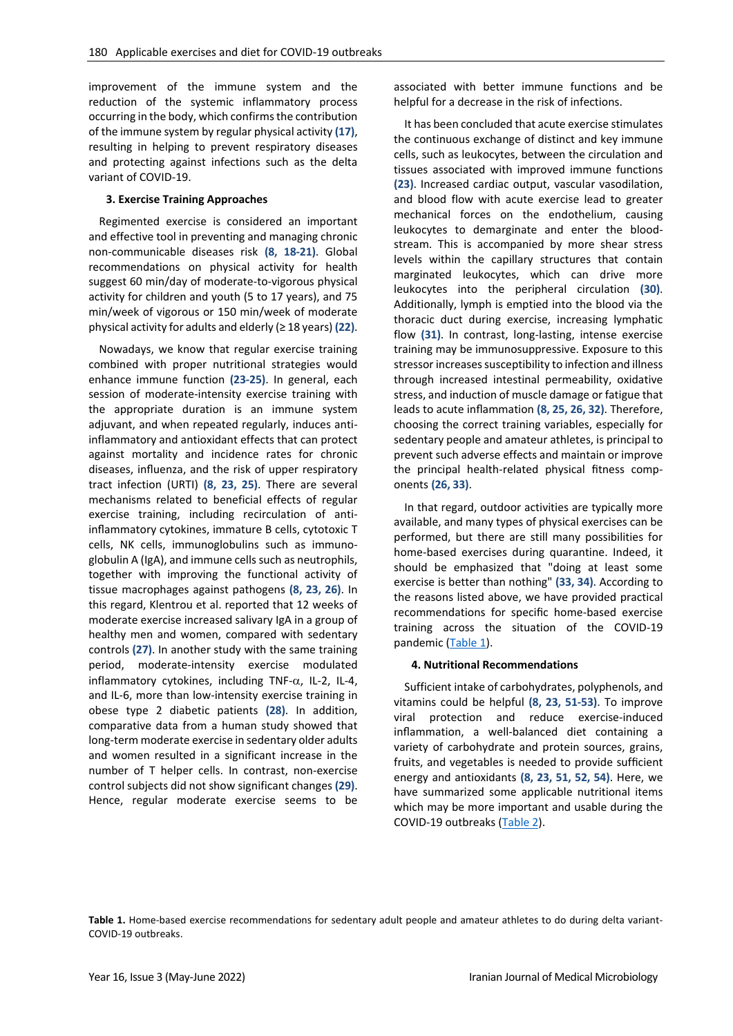improvement of the immune system and the reduction of the systemic inflammatory process occurring in the body, which confirms the contribution of the immune system by regular physical activity (17), resulting in helping to prevent respiratory diseases and protecting against infections such as the delta variant of COVID-19.

### 3. Exercise Training Approaches

Regimented exercise is considered an important and effective tool in preventing and managing chronic non-communicable diseases risk (8, 18-21). Global recommendations on physical activity for health suggest 60 min/day of moderate-to-vigorous physical activity for children and youth (5 to 17 years), and 75 min/week of vigorous or 150 min/week of moderate physical activity for adults and elderly (≥ 18 years) (22).

Nowadays, we know that regular exercise training combined with proper nutritional strategies would enhance immune function (23-25). In general, each session of moderate-intensity exercise training with the appropriate duration is an immune system adjuvant, and when repeated regularly, induces anti-inflammatory and antioxidant effects that can protect against mortality and incidence rates for chronic diseases, influenza, and the risk of upper respiratory tract infection (URTI) (8, 23, 25). There are several mechanisms related to beneficial effects of regular exercise training, including recirculation of anti-inflammatory cytokines, immature B cells, cytotoxic T cells, NK cells, immunoglobulins such as immunoglobulin A (IgA), and immune cells such as neutrophils, together with improving the functional activity of tissue macrophages against pathogens (8, 23, 26). In this regard, Klentrou et al. reported that 12 weeks of moderate exercise increased salivary IgA in a group of healthy men and women, compared with sedentary controls (27). In another study with the same training period, moderate-intensity exercise modulated inflammatory cytokines, including TNF-$\alpha$, IL-2, IL-4, and IL-6, more than low-intensity exercise training in obese type 2 diabetic patients (28). In addition, comparative data from a human study showed that long-term moderate exercise in sedentary older adults and women resulted in a significant increase in the number of T helper cells. In contrast, non-exercise control subjects did not show significant changes (29). Hence, regular moderate exercise seems to be associated with better immune functions and be helpful for a decrease in the risk of infections.

It has been concluded that acute exercise stimulates the continuous exchange of distinct and key immune cells, such as leukocytes, between the circulation and tissues associated with improved immune functions (23). Increased cardiac output, vascular vasodilation, and blood flow with acute exercise lead to greater mechanical forces on the endothelium, causing leukocytes to demarginate and enter the bloodstream. This is accompanied by more shear stress levels within the capillary structures that contain marginated leukocytes, which can drive more leukocytes into the peripheral circulation (30). Additionally, lymph is emptied into the blood via the thoracic duct during exercise, increasing lymphatic flow (31). In contrast, long-lasting, intense exercise training may be immunosuppressive. Exposure to this stressor increases susceptibility to infection and illness through increased intestinal permeability, oxidative stress, and induction of muscle damage or fatigue that leads to acute inflammation (8, 25, 26, 32). Therefore, choosing the correct training variables, especially for sedentary people and amateur athletes, is principal to prevent such adverse effects and maintain or improve the principal health-related physical fitness components (26, 33).

In that regard, outdoor activities are typically more available, and many types of physical exercises can be performed, but there are still many possibilities for home-based exercises during quarantine. Indeed, it should be emphasized that "doing at least some exercise is better than nothing" (33, 34). According to the reasons listed above, we have provided practical recommendations for specific home-based exercise training across the situation of the COVID-19 pandemic (Table 1).

### 4. Nutritional Recommendations

Sufficient intake of carbohydrates, polyphenols, and vitamins could be helpful (8, 23, 51-53). To improve viral protection and reduce exercise-induced inflammation, a well-balanced diet containing a variety of carbohydrate and protein sources, grains, fruits, and vegetables is needed to provide sufficient energy and antioxidants (8, 23, 51, 52, 54). Here, we have summarized some applicable nutritional items which may be more important and usable during the COVID-19 outbreaks (Table 2).

**Table 1.** Home-based exercise recommendations for sedentary adult people and amateur athletes to do during delta variant-COVID-19 outbreaks.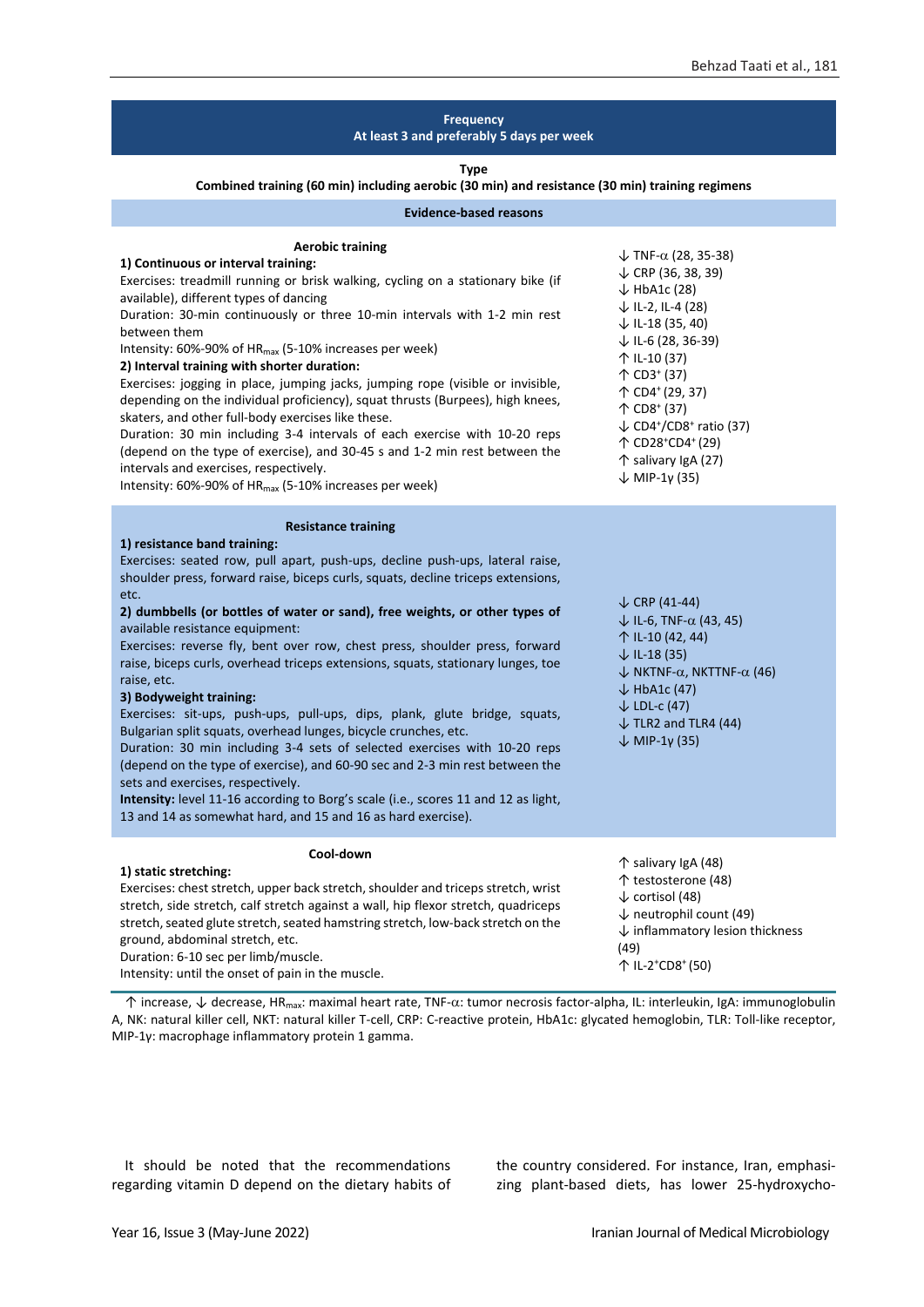**Frequency**
**At least 3 and preferably 5 days per week**

**Type**
**Combined training (60 min) including aerobic (30 min) and resistance (30 min) training regimens**

| Evidence-based reasons | |
|---|---|
| **Aerobic training**<br>**1) Continuous or interval training:**<br>Exercises: treadmill running or brisk walking, cycling on a stationary bike (if available), different types of dancing<br>Duration: 30-min continuously or three 10-min intervals with 1-2 min rest between them<br>Intensity: 60%-90% of $HR_{max}$ (5-10% increases per week)<br>**2) Interval training with shorter duration:**<br>Exercises: jogging in place, jumping jacks, jumping rope (visible or invisible, depending on the individual proficiency), squat thrusts (Burpees), high knees, skaters, and other full-body exercises like these.<br>Duration: 30 min including 3-4 intervals of each exercise with 10-20 reps (depend on the type of exercise), and 30-45 s and 1-2 min rest between the intervals and exercises, respectively.<br>Intensity: 60%-90% of $HR_{max}$ (5-10% increases per week) | ↓ TNF-α (28, 35-38)<br>↓ CRP (36, 38, 39)<br>↓ HbA1c (28)<br>↓ IL-2, IL-4 (28)<br>↓ IL-18 (35, 40)<br>↓ IL-6 (28, 36-39)<br>↑ IL-10 (37)<br>↑ $CD3^+$ (37)<br>↑ $CD4^+$ (29, 37)<br>↑ $CD8^+$ (37)<br>↓ $CD4^+/CD8^+$ ratio (37)<br>↑ $CD28^+CD4^+$ (29)<br>↑ salivary IgA (27)<br>↓ MIP-1γ (35) |
| **Resistance training**<br>**1) resistance band training:**<br>Exercises: seated row, pull apart, push-ups, decline push-ups, lateral raise, shoulder press, forward raise, biceps curls, squats, decline triceps extensions, etc.<br>**2) dumbbells (or bottles of water or sand), free weights, or other types of** available resistance equipment:<br>Exercises: reverse fly, bent over row, chest press, shoulder press, forward raise, biceps curls, overhead triceps extensions, squats, stationary lunges, toe raise, etc.<br>**3) Bodyweight training:**<br>Exercises: sit-ups, push-ups, pull-ups, dips, plank, glute bridge, squats, Bulgarian split squats, overhead lunges, bicycle crunches, etc.<br>Duration: 30 min including 3-4 sets of selected exercises with 10-20 reps (depend on the type of exercise), and 60-90 sec and 2-3 min rest between the sets and exercises, respectively.<br>**Intensity:** level 11-16 according to Borg's scale (i.e., scores 11 and 12 as light, 13 and 14 as somewhat hard, and 15 and 16 as hard exercise). | ↓ CRP (41-44)<br>↓ IL-6, TNF-α (43, 45)<br>↑ IL-10 (42, 44)<br>↓ IL-18 (35)<br>↓ NKTNF-α, NKTTNF-α (46)<br>↓ HbA1c (47)<br>↓ LDL-c (47)<br>↓ TLR2 and TLR4 (44)<br>↓ MIP-1γ (35) |
| **Cool-down**<br>**1) static stretching:**<br>Exercises: chest stretch, upper back stretch, shoulder and triceps stretch, wrist stretch, side stretch, calf stretch against a wall, hip flexor stretch, quadriceps stretch, seated glute stretch, seated hamstring stretch, low-back stretch on the ground, abdominal stretch, etc.<br>Duration: 6-10 sec per limb/muscle.<br>Intensity: until the onset of pain in the muscle. | ↑ salivary IgA (48)<br>↑ testosterone (48)<br>↓ cortisol (48)<br>↓ neutrophil count (49)<br>↓ inflammatory lesion thickness (49)<br>↑ $IL\text{-}2^+CD8^+$ (50) |

↑ increase, ↓ decrease, $HR_{max}$: maximal heart rate, TNF-α: tumor necrosis factor-alpha, IL: interleukin, IgA: immunoglobulin A, NK: natural killer cell, NKT: natural killer T-cell, CRP: C-reactive protein, HbA1c: glycated hemoglobin, TLR: Toll-like receptor, MIP-1γ: macrophage inflammatory protein 1 gamma.

It should be noted that the recommendations regarding vitamin D depend on the dietary habits of the country considered. For instance, Iran, emphasizing plant-based diets, has lower 25-hydroxycho-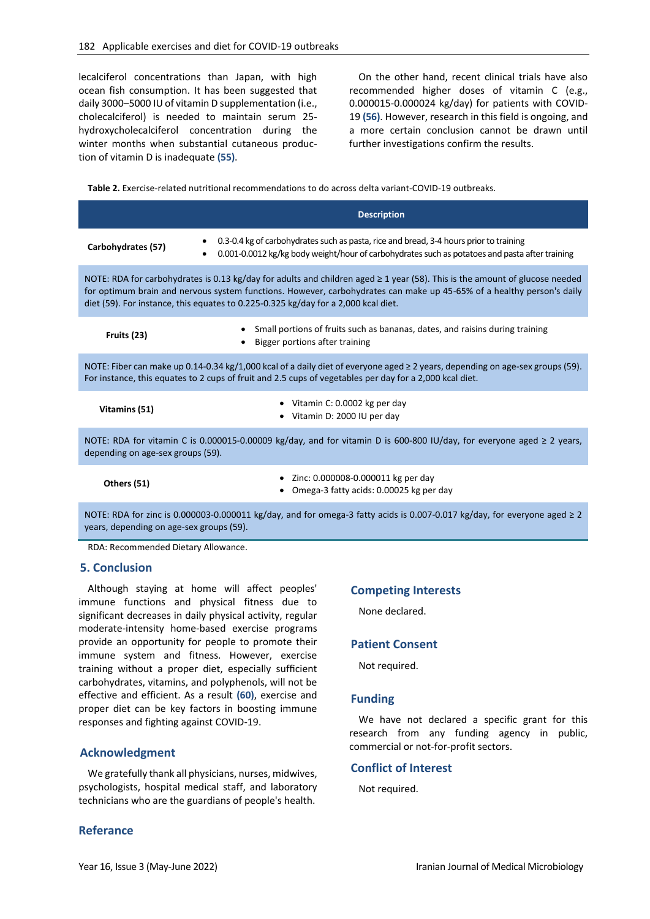lecalciferol concentrations than Japan, with high ocean fish consumption. It has been suggested that daily 3000–5000 IU of vitamin D supplementation (i.e., cholecalciferol) is needed to maintain serum 25-hydroxycholecalciferol concentration during the winter months when substantial cutaneous production of vitamin D is inadequate (55).

On the other hand, recent clinical trials have also recommended higher doses of vitamin C (e.g., 0.000015-0.000024 kg/day) for patients with COVID-19 (56). However, research in this field is ongoing, and a more certain conclusion cannot be drawn until further investigations confirm the results.

**Table 2.** Exercise-related nutritional recommendations to do across delta variant-COVID-19 outbreaks.

| | Description |
|---|---|
| **Carbohydrates (57)** | • 0.3-0.4 kg of carbohydrates such as pasta, rice and bread, 3-4 hours prior to training<br>• 0.001-0.0012 kg/kg body weight/hour of carbohydrates such as potatoes and pasta after training |
| NOTE: RDA for carbohydrates is 0.13 kg/day for adults and children aged ≥ 1 year (58). This is the amount of glucose needed for optimum brain and nervous system functions. However, carbohydrates can make up 45-65% of a healthy person's daily diet (59). For instance, this equates to 0.225-0.325 kg/day for a 2,000 kcal diet. | |
| **Fruits (23)** | • Small portions of fruits such as bananas, dates, and raisins during training<br>• Bigger portions after training |
| NOTE: Fiber can make up 0.14-0.34 kg/1,000 kcal of a daily diet of everyone aged ≥ 2 years, depending on age-sex groups (59). For instance, this equates to 2 cups of fruit and 2.5 cups of vegetables per day for a 2,000 kcal diet. | |
| **Vitamins (51)** | • Vitamin C: 0.0002 kg per day<br>• Vitamin D: 2000 IU per day |
| NOTE: RDA for vitamin C is 0.000015-0.00009 kg/day, and for vitamin D is 600-800 IU/day, for everyone aged ≥ 2 years, depending on age-sex groups (59). | |
| **Others (51)** | • Zinc: 0.000008-0.000011 kg per day<br>• Omega-3 fatty acids: 0.00025 kg per day |
| NOTE: RDA for zinc is 0.000003-0.000011 kg/day, and for omega-3 fatty acids is 0.007-0.017 kg/day, for everyone aged ≥ 2 years, depending on age-sex groups (59). | |

RDA: Recommended Dietary Allowance.

## 5. Conclusion

Although staying at home will affect peoples' immune functions and physical fitness due to significant decreases in daily physical activity, regular moderate-intensity home-based exercise programs provide an opportunity for people to promote their immune system and fitness. However, exercise training without a proper diet, especially sufficient carbohydrates, vitamins, and polyphenols, will not be effective and efficient. As a result (60), exercise and proper diet can be key factors in boosting immune responses and fighting against COVID-19.

## Acknowledgment

We gratefully thank all physicians, nurses, midwives, psychologists, hospital medical staff, and laboratory technicians who are the guardians of people's health.

## Competing Interests

None declared.

## Patient Consent

Not required.

## Funding

We have not declared a specific grant for this research from any funding agency in public, commercial or not-for-profit sectors.

## Conflict of Interest

Not required.

## Referance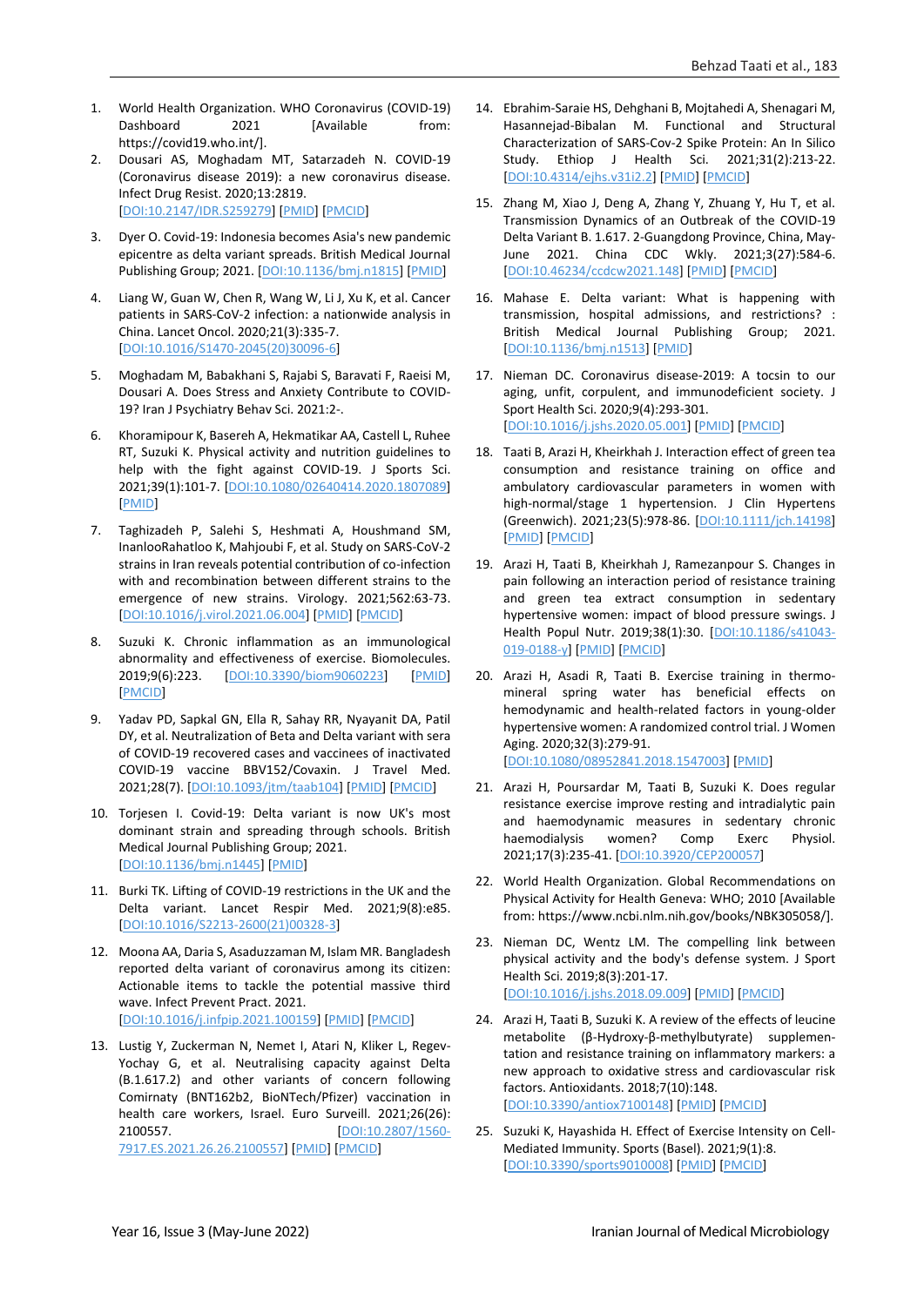1. World Health Organization. WHO Coronavirus (COVID-19) Dashboard 2021 [Available from: https://covid19.who.int/].
2. Dousari AS, Moghadam MT, Satarzadeh N. COVID-19 (Coronavirus disease 2019): a new coronavirus disease. Infect Drug Resist. 2020;13:2819. [DOI:10.2147/IDR.S259279] [PMID] [PMCID]
3. Dyer O. Covid-19: Indonesia becomes Asia's new pandemic epicentre as delta variant spreads. British Medical Journal Publishing Group; 2021. [DOI:10.1136/bmj.n1815] [PMID]
4. Liang W, Guan W, Chen R, Wang W, Li J, Xu K, et al. Cancer patients in SARS-CoV-2 infection: a nationwide analysis in China. Lancet Oncol. 2020;21(3):335-7. [DOI:10.1016/S1470-2045(20)30096-6]
5. Moghadam M, Babakhani S, Rajabi S, Baravati F, Raeisi M, Dousari A. Does Stress and Anxiety Contribute to COVID-19? Iran J Psychiatry Behav Sci. 2021:2-.
6. Khoramipour K, Basereh A, Hekmatikar AA, Castell L, Ruhee RT, Suzuki K. Physical activity and nutrition guidelines to help with the fight against COVID-19. J Sports Sci. 2021;39(1):101-7. [DOI:10.1080/02640414.2020.1807089] [PMID]
7. Taghizadeh P, Salehi S, Heshmati A, Houshmand SM, InanlooRahatloo K, Mahjoubi F, et al. Study on SARS-CoV-2 strains in Iran reveals potential contribution of co-infection with and recombination between different strains to the emergence of new strains. Virology. 2021;562:63-73. [DOI:10.1016/j.virol.2021.06.004] [PMID] [PMCID]
8. Suzuki K. Chronic inflammation as an immunological abnormality and effectiveness of exercise. Biomolecules. 2019;9(6):223. [DOI:10.3390/biom9060223] [PMID] [PMCID]
9. Yadav PD, Sapkal GN, Ella R, Sahay RR, Nyayanit DA, Patil DY, et al. Neutralization of Beta and Delta variant with sera of COVID-19 recovered cases and vaccinees of inactivated COVID-19 vaccine BBV152/Covaxin. J Travel Med. 2021;28(7). [DOI:10.1093/jtm/taab104] [PMID] [PMCID]
10. Torjesen I. Covid-19: Delta variant is now UK's most dominant strain and spreading through schools. British Medical Journal Publishing Group; 2021. [DOI:10.1136/bmj.n1445] [PMID]
11. Burki TK. Lifting of COVID-19 restrictions in the UK and the Delta variant. Lancet Respir Med. 2021;9(8):e85. [DOI:10.1016/S2213-2600(21)00328-3]
12. Moona AA, Daria S, Asaduzzaman M, Islam MR. Bangladesh reported delta variant of coronavirus among its citizen: Actionable items to tackle the potential massive third wave. Infect Prevent Pract. 2021. [DOI:10.1016/j.infpip.2021.100159] [PMID] [PMCID]
13. Lustig Y, Zuckerman N, Nemet I, Atari N, Kliker L, Regev-Yochay G, et al. Neutralising capacity against Delta (B.1.617.2) and other variants of concern following Comirnaty (BNT162b2, BioNTech/Pfizer) vaccination in health care workers, Israel. Euro Surveill. 2021;26(26): 2100557. [DOI:10.2807/1560-7917.ES.2021.26.26.2100557] [PMID] [PMCID]
14. Ebrahim-Saraie HS, Dehghani B, Mojtahedi A, Shenagari M, Hasannejad-Bibalan M. Functional and Structural Characterization of SARS-Cov-2 Spike Protein: An In Silico Study. Ethiop J Health Sci. 2021;31(2):213-22. [DOI:10.4314/ejhs.v31i2.2] [PMID] [PMCID]
15. Zhang M, Xiao J, Deng A, Zhang Y, Zhuang Y, Hu T, et al. Transmission Dynamics of an Outbreak of the COVID-19 Delta Variant B. 1.617. 2-Guangdong Province, China, May-June 2021. China CDC Wkly. 2021;3(27):584-6. [DOI:10.46234/ccdcw2021.148] [PMID] [PMCID]
16. Mahase E. Delta variant: What is happening with transmission, hospital admissions, and restrictions? : British Medical Journal Publishing Group; 2021. [DOI:10.1136/bmj.n1513] [PMID]
17. Nieman DC. Coronavirus disease-2019: A tocsin to our aging, unfit, corpulent, and immunodeficient society. J Sport Health Sci. 2020;9(4):293-301. [DOI:10.1016/j.jshs.2020.05.001] [PMID] [PMCID]
18. Taati B, Arazi H, Kheirkhah J. Interaction effect of green tea consumption and resistance training on office and ambulatory cardiovascular parameters in women with high-normal/stage 1 hypertension. J Clin Hypertens (Greenwich). 2021;23(5):978-86. [DOI:10.1111/jch.14198] [PMID] [PMCID]
19. Arazi H, Taati B, Kheirkhah J, Ramezanpour S. Changes in pain following an interaction period of resistance training and green tea extract consumption in sedentary hypertensive women: impact of blood pressure swings. J Health Popul Nutr. 2019;38(1):30. [DOI:10.1186/s41043-019-0188-y] [PMID] [PMCID]
20. Arazi H, Asadi R, Taati B. Exercise training in thermo-mineral spring water has beneficial effects on hemodynamic and health-related factors in young-older hypertensive women: A randomized control trial. J Women Aging. 2020;32(3):279-91. [DOI:10.1080/08952841.2018.1547003] [PMID]
21. Arazi H, Poursardar M, Taati B, Suzuki K. Does regular resistance exercise improve resting and intradialytic pain and haemodynamic measures in sedentary chronic haemodialysis women? Comp Exerc Physiol. 2021;17(3):235-41. [DOI:10.3920/CEP200057]
22. World Health Organization. Global Recommendations on Physical Activity for Health Geneva: WHO; 2010 [Available from: https://www.ncbi.nlm.nih.gov/books/NBK305058/].
23. Nieman DC, Wentz LM. The compelling link between physical activity and the body's defense system. J Sport Health Sci. 2019;8(3):201-17. [DOI:10.1016/j.jshs.2018.09.009] [PMID] [PMCID]
24. Arazi H, Taati B, Suzuki K. A review of the effects of leucine metabolite (β-Hydroxy-β-methylbutyrate) supplementation and resistance training on inflammatory markers: a new approach to oxidative stress and cardiovascular risk factors. Antioxidants. 2018;7(10):148. [DOI:10.3390/antiox7100148] [PMID] [PMCID]
25. Suzuki K, Hayashida H. Effect of Exercise Intensity on Cell-Mediated Immunity. Sports (Basel). 2021;9(1):8. [DOI:10.3390/sports9010008] [PMID] [PMCID]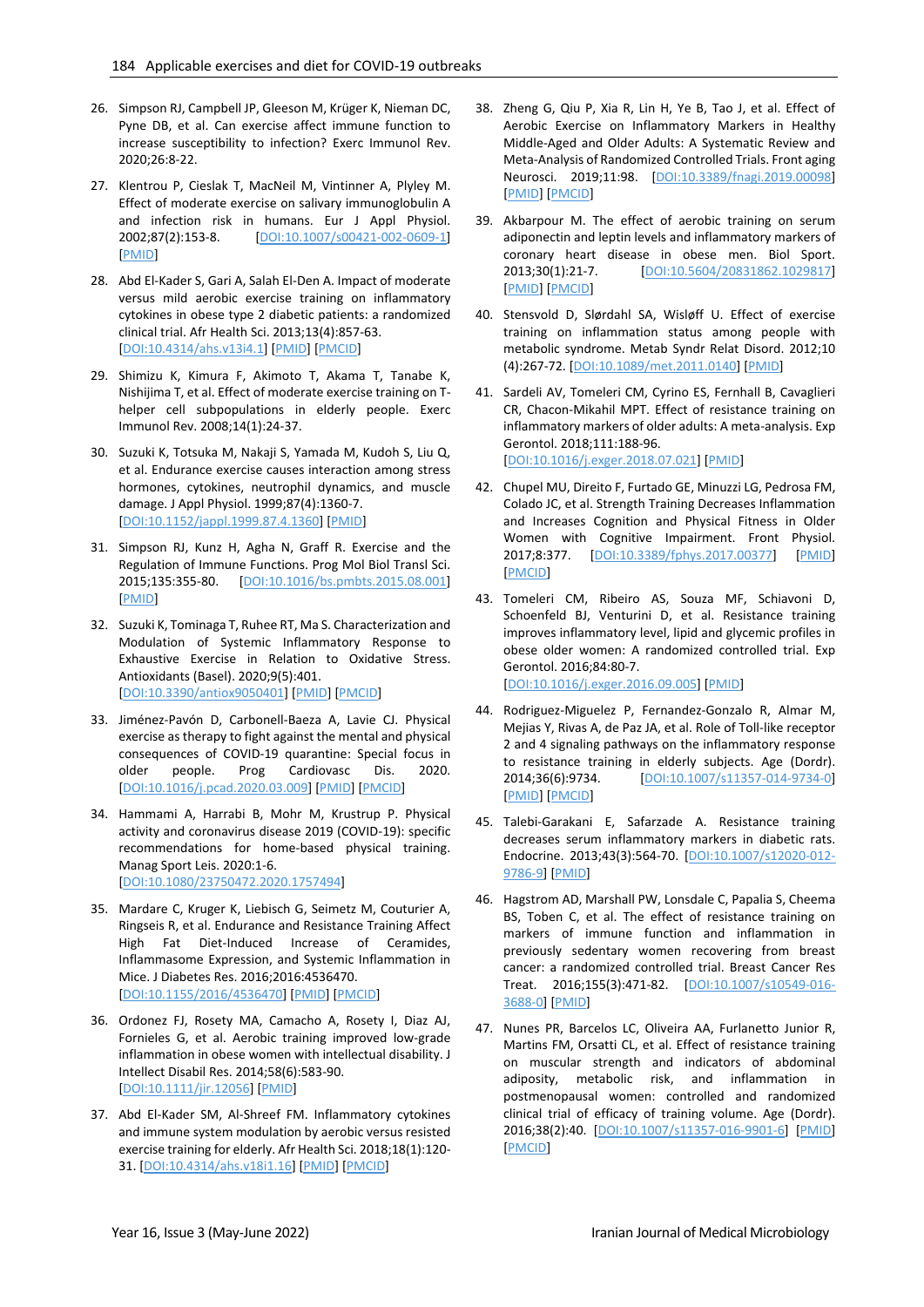26. Simpson RJ, Campbell JP, Gleeson M, Krüger K, Nieman DC, Pyne DB, et al. Can exercise affect immune function to increase susceptibility to infection? Exerc Immunol Rev. 2020;26:8-22.

27. Klentrou P, Cieslak T, MacNeil M, Vintinner A, Plyley M. Effect of moderate exercise on salivary immunoglobulin A and infection risk in humans. Eur J Appl Physiol. 2002;87(2):153-8. [DOI:10.1007/s00421-002-0609-1] [PMID]

28. Abd El-Kader S, Gari A, Salah El-Den A. Impact of moderate versus mild aerobic exercise training on inflammatory cytokines in obese type 2 diabetic patients: a randomized clinical trial. Afr Health Sci. 2013;13(4):857-63. [DOI:10.4314/ahs.v13i4.1] [PMID] [PMCID]

29. Shimizu K, Kimura F, Akimoto T, Akama T, Tanabe K, Nishijima T, et al. Effect of moderate exercise training on T-helper cell subpopulations in elderly people. Exerc Immunol Rev. 2008;14(1):24-37.

30. Suzuki K, Totsuka M, Nakaji S, Yamada M, Kudoh S, Liu Q, et al. Endurance exercise causes interaction among stress hormones, cytokines, neutrophil dynamics, and muscle damage. J Appl Physiol. 1999;87(4):1360-7. [DOI:10.1152/jappl.1999.87.4.1360] [PMID]

31. Simpson RJ, Kunz H, Agha N, Graff R. Exercise and the Regulation of Immune Functions. Prog Mol Biol Transl Sci. 2015;135:355-80. [DOI:10.1016/bs.pmbts.2015.08.001] [PMID]

32. Suzuki K, Tominaga T, Ruhee RT, Ma S. Characterization and Modulation of Systemic Inflammatory Response to Exhaustive Exercise in Relation to Oxidative Stress. Antioxidants (Basel). 2020;9(5):401. [DOI:10.3390/antiox9050401] [PMID] [PMCID]

33. Jiménez-Pavón D, Carbonell-Baeza A, Lavie CJ. Physical exercise as therapy to fight against the mental and physical consequences of COVID-19 quarantine: Special focus in older people. Prog Cardiovasc Dis. 2020. [DOI:10.1016/j.pcad.2020.03.009] [PMID] [PMCID]

34. Hammami A, Harrabi B, Mohr M, Krustrup P. Physical activity and coronavirus disease 2019 (COVID-19): specific recommendations for home-based physical training. Manag Sport Leis. 2020:1-6. [DOI:10.1080/23750472.2020.1757494]

35. Mardare C, Kruger K, Liebisch G, Seimetz M, Couturier A, Ringseis R, et al. Endurance and Resistance Training Affect High Fat Diet-Induced Increase of Ceramides, Inflammasome Expression, and Systemic Inflammation in Mice. J Diabetes Res. 2016;2016:4536470. [DOI:10.1155/2016/4536470] [PMID] [PMCID]

36. Ordonez FJ, Rosety MA, Camacho A, Rosety I, Diaz AJ, Fornieles G, et al. Aerobic training improved low-grade inflammation in obese women with intellectual disability. J Intellect Disabil Res. 2014;58(6):583-90. [DOI:10.1111/jir.12056] [PMID]

37. Abd El-Kader SM, Al-Shreef FM. Inflammatory cytokines and immune system modulation by aerobic versus resisted exercise training for elderly. Afr Health Sci. 2018;18(1):120-31. [DOI:10.4314/ahs.v18i1.16] [PMID] [PMCID]

38. Zheng G, Qiu P, Xia R, Lin H, Ye B, Tao J, et al. Effect of Aerobic Exercise on Inflammatory Markers in Healthy Middle-Aged and Older Adults: A Systematic Review and Meta-Analysis of Randomized Controlled Trials. Front aging Neurosci. 2019;11:98. [DOI:10.3389/fnagi.2019.00098] [PMID] [PMCID]

39. Akbarpour M. The effect of aerobic training on serum adiponectin and leptin levels and inflammatory markers of coronary heart disease in obese men. Biol Sport. 2013;30(1):21-7. [DOI:10.5604/20831862.1029817] [PMID] [PMCID]

40. Stensvold D, Slørdahl SA, Wisløff U. Effect of exercise training on inflammation status among people with metabolic syndrome. Metab Syndr Relat Disord. 2012;10(4):267-72. [DOI:10.1089/met.2011.0140] [PMID]

41. Sardeli AV, Tomeleri CM, Cyrino ES, Fernhall B, Cavaglieri CR, Chacon-Mikahil MPT. Effect of resistance training on inflammatory markers of older adults: A meta-analysis. Exp Gerontol. 2018;111:188-96. [DOI:10.1016/j.exger.2018.07.021] [PMID]

42. Chupel MU, Direito F, Furtado GE, Minuzzi LG, Pedrosa FM, Colado JC, et al. Strength Training Decreases Inflammation and Increases Cognition and Physical Fitness in Older Women with Cognitive Impairment. Front Physiol. 2017;8:377. [DOI:10.3389/fphys.2017.00377] [PMID] [PMCID]

43. Tomeleri CM, Ribeiro AS, Souza MF, Schiavoni D, Schoenfeld BJ, Venturini D, et al. Resistance training improves inflammatory level, lipid and glycemic profiles in obese older women: A randomized controlled trial. Exp Gerontol. 2016;84:80-7. [DOI:10.1016/j.exger.2016.09.005] [PMID]

44. Rodriguez-Miguelez P, Fernandez-Gonzalo R, Almar M, Mejias Y, Rivas A, de Paz JA, et al. Role of Toll-like receptor 2 and 4 signaling pathways on the inflammatory response to resistance training in elderly subjects. Age (Dordr). 2014;36(6):9734. [DOI:10.1007/s11357-014-9734-0] [PMID] [PMCID]

45. Talebi-Garakani E, Safarzade A. Resistance training decreases serum inflammatory markers in diabetic rats. Endocrine. 2013;43(3):564-70. [DOI:10.1007/s12020-012-9786-9] [PMID]

46. Hagstrom AD, Marshall PW, Lonsdale C, Papalia S, Cheema BS, Toben C, et al. The effect of resistance training on markers of immune function and inflammation in previously sedentary women recovering from breast cancer: a randomized controlled trial. Breast Cancer Res Treat. 2016;155(3):471-82. [DOI:10.1007/s10549-016-3688-0] [PMID]

47. Nunes PR, Barcelos LC, Oliveira AA, Furlanetto Junior R, Martins FM, Orsatti CL, et al. Effect of resistance training on muscular strength and indicators of abdominal adiposity, metabolic risk, and inflammation in postmenopausal women: controlled and randomized clinical trial of efficacy of training volume. Age (Dordr). 2016;38(2):40. [DOI:10.1007/s11357-016-9901-6] [PMID] [PMCID]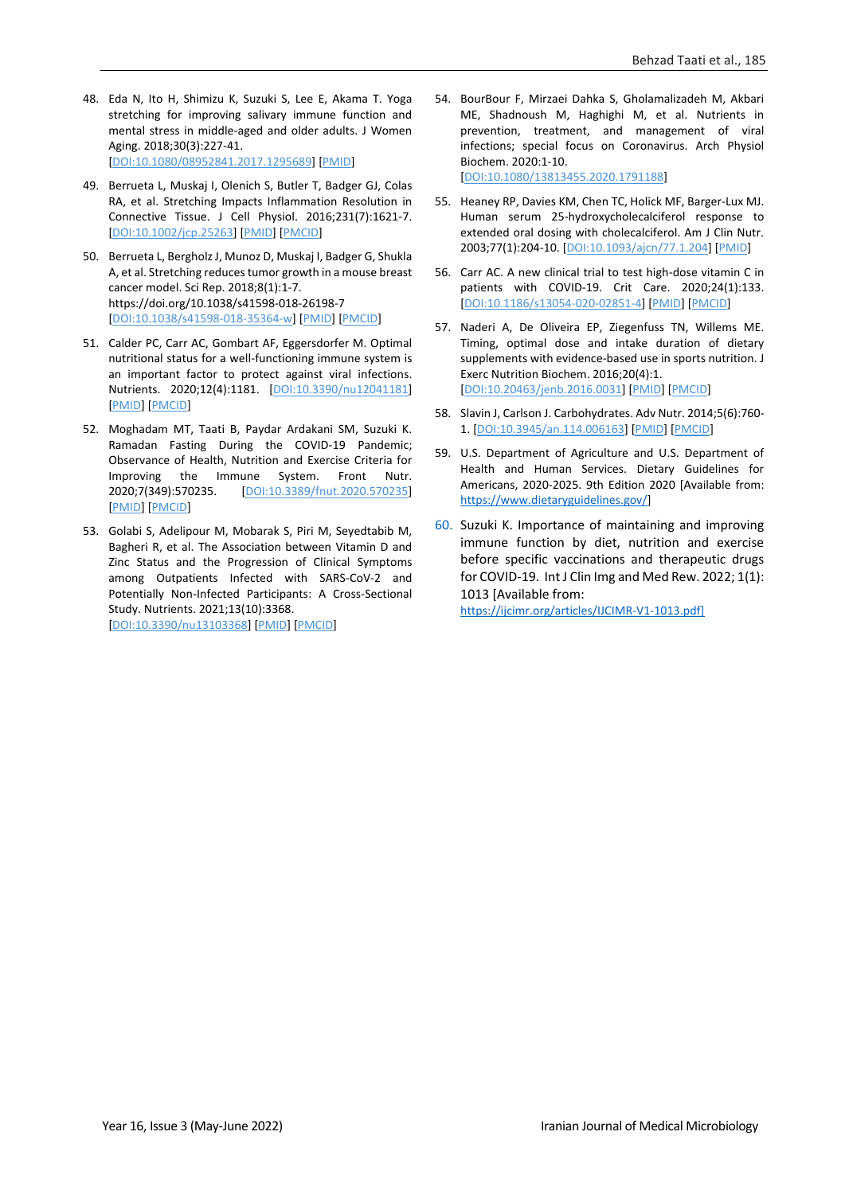48. Eda N, Ito H, Shimizu K, Suzuki S, Lee E, Akama T. Yoga stretching for improving salivary immune function and mental stress in middle-aged and older adults. J Women Aging. 2018;30(3):227-41. [DOI:10.1080/08952841.2017.1295689] [PMID]

49. Berrueta L, Muskaj I, Olenich S, Butler T, Badger GJ, Colas RA, et al. Stretching Impacts Inflammation Resolution in Connective Tissue. J Cell Physiol. 2016;231(7):1621-7. [DOI:10.1002/jcp.25263] [PMID] [PMCID]

50. Berrueta L, Bergholz J, Munoz D, Muskaj I, Badger G, Shukla A, et al. Stretching reduces tumor growth in a mouse breast cancer model. Sci Rep. 2018;8(1):1-7. https://doi.org/10.1038/s41598-018-26198-7 [DOI:10.1038/s41598-018-35364-w] [PMID] [PMCID]

51. Calder PC, Carr AC, Gombart AF, Eggersdorfer M. Optimal nutritional status for a well-functioning immune system is an important factor to protect against viral infections. Nutrients. 2020;12(4):1181. [DOI:10.3390/nu12041181] [PMID] [PMCID]

52. Moghadam MT, Taati B, Paydar Ardakani SM, Suzuki K. Ramadan Fasting During the COVID-19 Pandemic; Observance of Health, Nutrition and Exercise Criteria for Improving the Immune System. Front Nutr. 2020;7(349):570235. [DOI:10.3389/fnut.2020.570235] [PMID] [PMCID]

53. Golabi S, Adelipour M, Mobarak S, Piri M, Seyedtabib M, Bagheri R, et al. The Association between Vitamin D and Zinc Status and the Progression of Clinical Symptoms among Outpatients Infected with SARS-CoV-2 and Potentially Non-Infected Participants: A Cross-Sectional Study. Nutrients. 2021;13(10):3368. [DOI:10.3390/nu13103368] [PMID] [PMCID]

54. BourBour F, Mirzaei Dahka S, Gholamalizadeh M, Akbari ME, Shadnoush M, Haghighi M, et al. Nutrients in prevention, treatment, and management of viral infections; special focus on Coronavirus. Arch Physiol Biochem. 2020:1-10. [DOI:10.1080/13813455.2020.1791188]

55. Heaney RP, Davies KM, Chen TC, Holick MF, Barger-Lux MJ. Human serum 25-hydroxycholecalciferol response to extended oral dosing with cholecalciferol. Am J Clin Nutr. 2003;77(1):204-10. [DOI:10.1093/ajcn/77.1.204] [PMID]

56. Carr AC. A new clinical trial to test high-dose vitamin C in patients with COVID-19. Crit Care. 2020;24(1):133. [DOI:10.1186/s13054-020-02851-4] [PMID] [PMCID]

57. Naderi A, De Oliveira EP, Ziegenfuss TN, Willems ME. Timing, optimal dose and intake duration of dietary supplements with evidence-based use in sports nutrition. J Exerc Nutrition Biochem. 2016;20(4):1. [DOI:10.20463/jenb.2016.0031] [PMID] [PMCID]

58. Slavin J, Carlson J. Carbohydrates. Adv Nutr. 2014;5(6):760-1. [DOI:10.3945/an.114.006163] [PMID] [PMCID]

59. U.S. Department of Agriculture and U.S. Department of Health and Human Services. Dietary Guidelines for Americans, 2020-2025. 9th Edition 2020 [Available from: https://www.dietaryguidelines.gov/]

60. Suzuki K. Importance of maintaining and improving immune function by diet, nutrition and exercise before specific vaccinations and therapeutic drugs for COVID-19. Int J Clin Img and Med Rew. 2022; 1(1): 1013 [Available from: https://ijcimr.org/articles/IJCIMR-V1-1013.pdf]